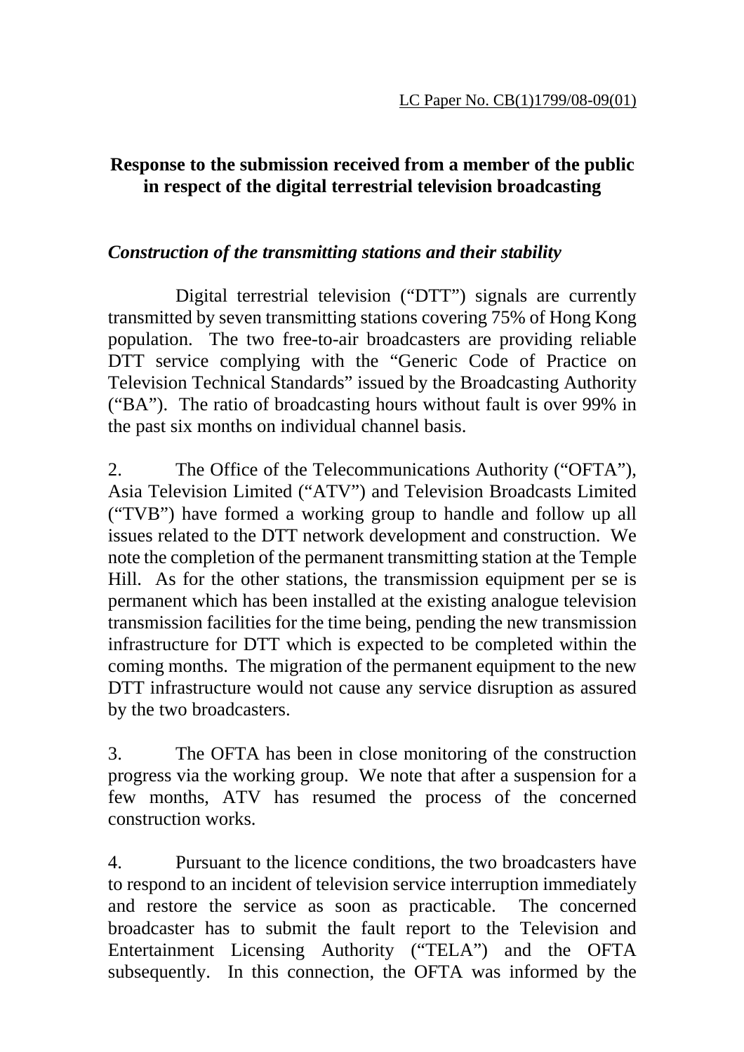LC Paper No. CB(1)1799/08-09(01)

# Response to the submission received from a member of the public in respect of the digital terrestrial television broadcasting

## *Construction of the transmitting stations and their stability*

Digital terrestrial television ("DTT") signals are currently transmitted by seven transmitting stations covering 75% of Hong Kong population. The two free-to-air broadcasters are providing reliable DTT service complying with the "Generic Code of Practice on Television Technical Standards" issued by the Broadcasting Authority ("BA"). The ratio of broadcasting hours without fault is over 99% in the past six months on individual channel basis.

2. The Office of the Telecommunications Authority ("OFTA"), Asia Television Limited ("ATV") and Television Broadcasts Limited ("TVB") have formed a working group to handle and follow up all issues related to the DTT network development and construction. We note the completion of the permanent transmitting station at the Temple Hill. As for the other stations, the transmission equipment per se is permanent which has been installed at the existing analogue television transmission facilities for the time being, pending the new transmission infrastructure for DTT which is expected to be completed within the coming months. The migration of the permanent equipment to the new DTT infrastructure would not cause any service disruption as assured by the two broadcasters.

3. The OFTA has been in close monitoring of the construction progress via the working group. We note that after a suspension for a few months, ATV has resumed the process of the concerned construction works.

4. Pursuant to the licence conditions, the two broadcasters have to respond to an incident of television service interruption immediately and restore the service as soon as practicable. The concerned broadcaster has to submit the fault report to the Television and Entertainment Licensing Authority ("TELA") and the OFTA subsequently. In this connection, the OFTA was informed by the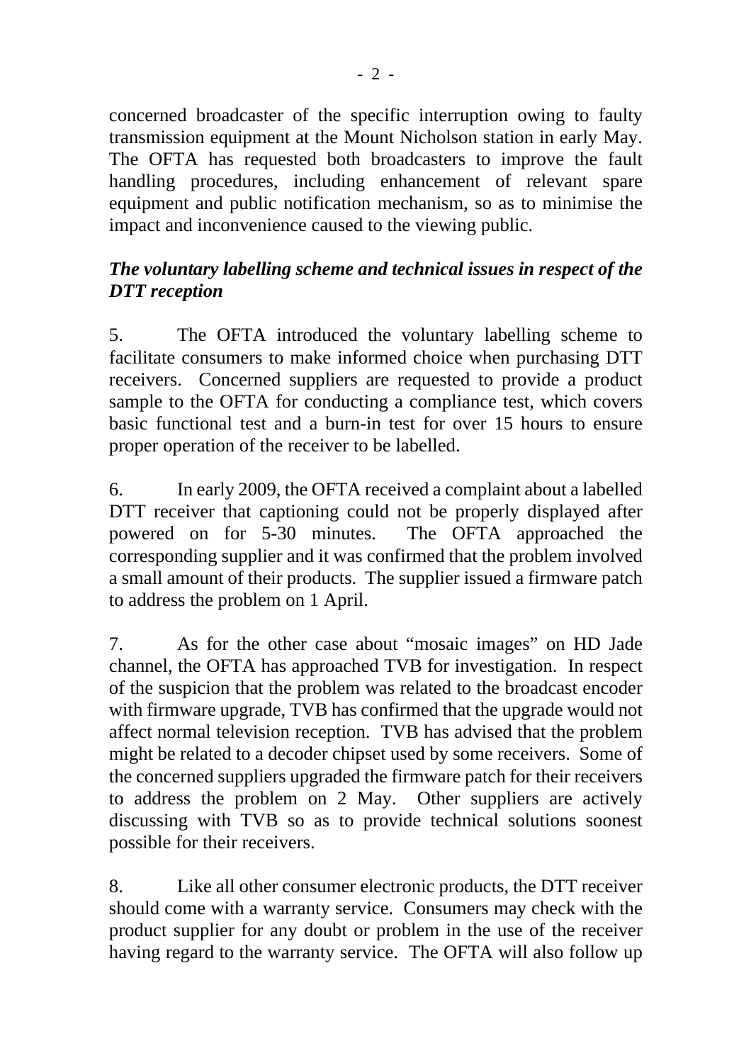concerned broadcaster of the specific interruption owing to faulty transmission equipment at the Mount Nicholson station in early May. The OFTA has requested both broadcasters to improve the fault handling procedures, including enhancement of relevant spare equipment and public notification mechanism, so as to minimise the impact and inconvenience caused to the viewing public.

***The voluntary labelling scheme and technical issues in respect of the DTT reception***

5. The OFTA introduced the voluntary labelling scheme to facilitate consumers to make informed choice when purchasing DTT receivers. Concerned suppliers are requested to provide a product sample to the OFTA for conducting a compliance test, which covers basic functional test and a burn-in test for over 15 hours to ensure proper operation of the receiver to be labelled.

6. In early 2009, the OFTA received a complaint about a labelled DTT receiver that captioning could not be properly displayed after powered on for 5-30 minutes. The OFTA approached the corresponding supplier and it was confirmed that the problem involved a small amount of their products. The supplier issued a firmware patch to address the problem on 1 April.

7. As for the other case about "mosaic images" on HD Jade channel, the OFTA has approached TVB for investigation. In respect of the suspicion that the problem was related to the broadcast encoder with firmware upgrade, TVB has confirmed that the upgrade would not affect normal television reception. TVB has advised that the problem might be related to a decoder chipset used by some receivers. Some of the concerned suppliers upgraded the firmware patch for their receivers to address the problem on 2 May. Other suppliers are actively discussing with TVB so as to provide technical solutions soonest possible for their receivers.

8. Like all other consumer electronic products, the DTT receiver should come with a warranty service. Consumers may check with the product supplier for any doubt or problem in the use of the receiver having regard to the warranty service. The OFTA will also follow up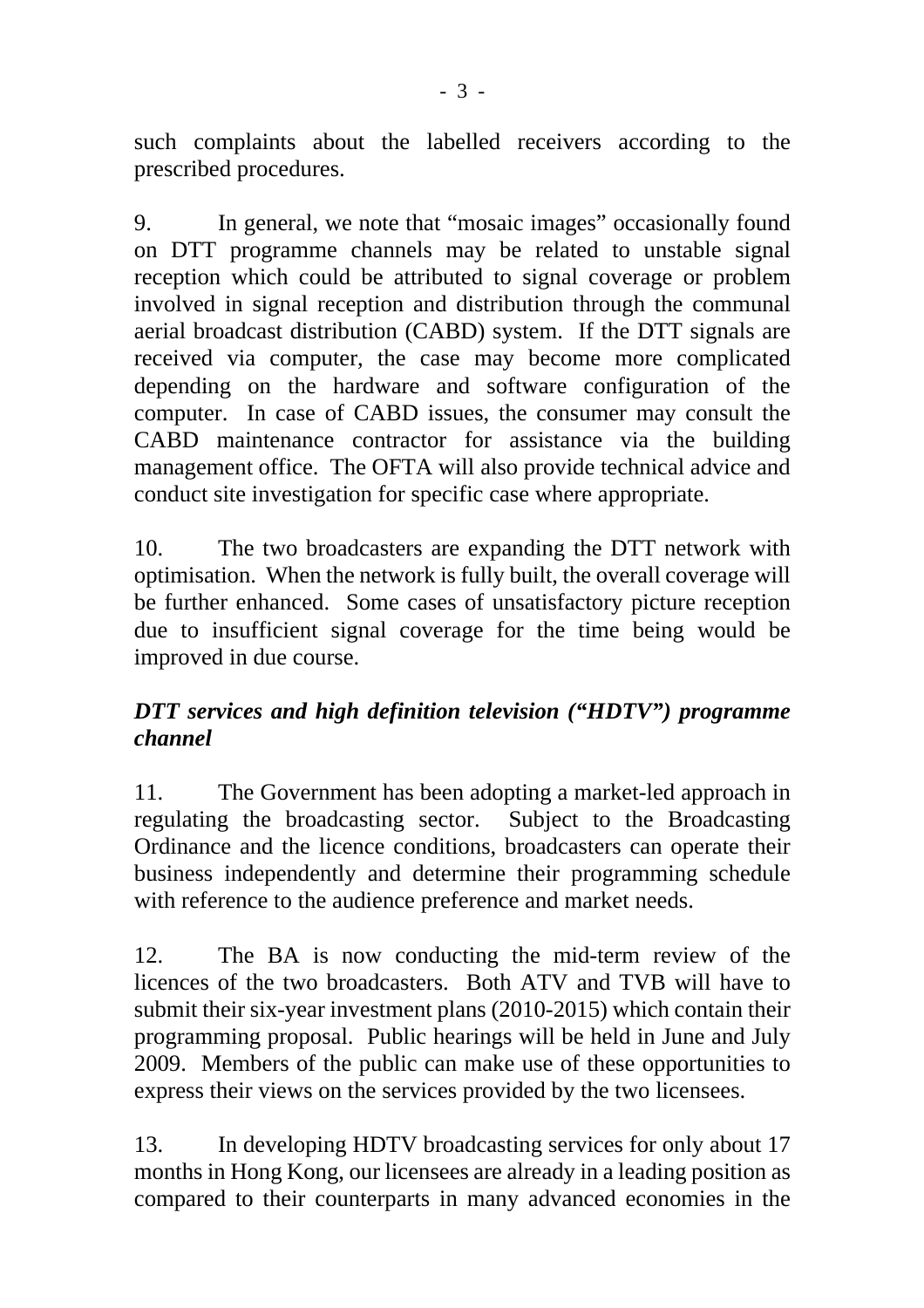such complaints about the labelled receivers according to the prescribed procedures.

9. In general, we note that "mosaic images" occasionally found on DTT programme channels may be related to unstable signal reception which could be attributed to signal coverage or problem involved in signal reception and distribution through the communal aerial broadcast distribution (CABD) system. If the DTT signals are received via computer, the case may become more complicated depending on the hardware and software configuration of the computer. In case of CABD issues, the consumer may consult the CABD maintenance contractor for assistance via the building management office. The OFTA will also provide technical advice and conduct site investigation for specific case where appropriate.

10. The two broadcasters are expanding the DTT network with optimisation. When the network is fully built, the overall coverage will be further enhanced. Some cases of unsatisfactory picture reception due to insufficient signal coverage for the time being would be improved in due course.

***DTT services and high definition television ("HDTV") programme channel***

11. The Government has been adopting a market-led approach in regulating the broadcasting sector. Subject to the Broadcasting Ordinance and the licence conditions, broadcasters can operate their business independently and determine their programming schedule with reference to the audience preference and market needs.

12. The BA is now conducting the mid-term review of the licences of the two broadcasters. Both ATV and TVB will have to submit their six-year investment plans (2010-2015) which contain their programming proposal. Public hearings will be held in June and July 2009. Members of the public can make use of these opportunities to express their views on the services provided by the two licensees.

13. In developing HDTV broadcasting services for only about 17 months in Hong Kong, our licensees are already in a leading position as compared to their counterparts in many advanced economies in the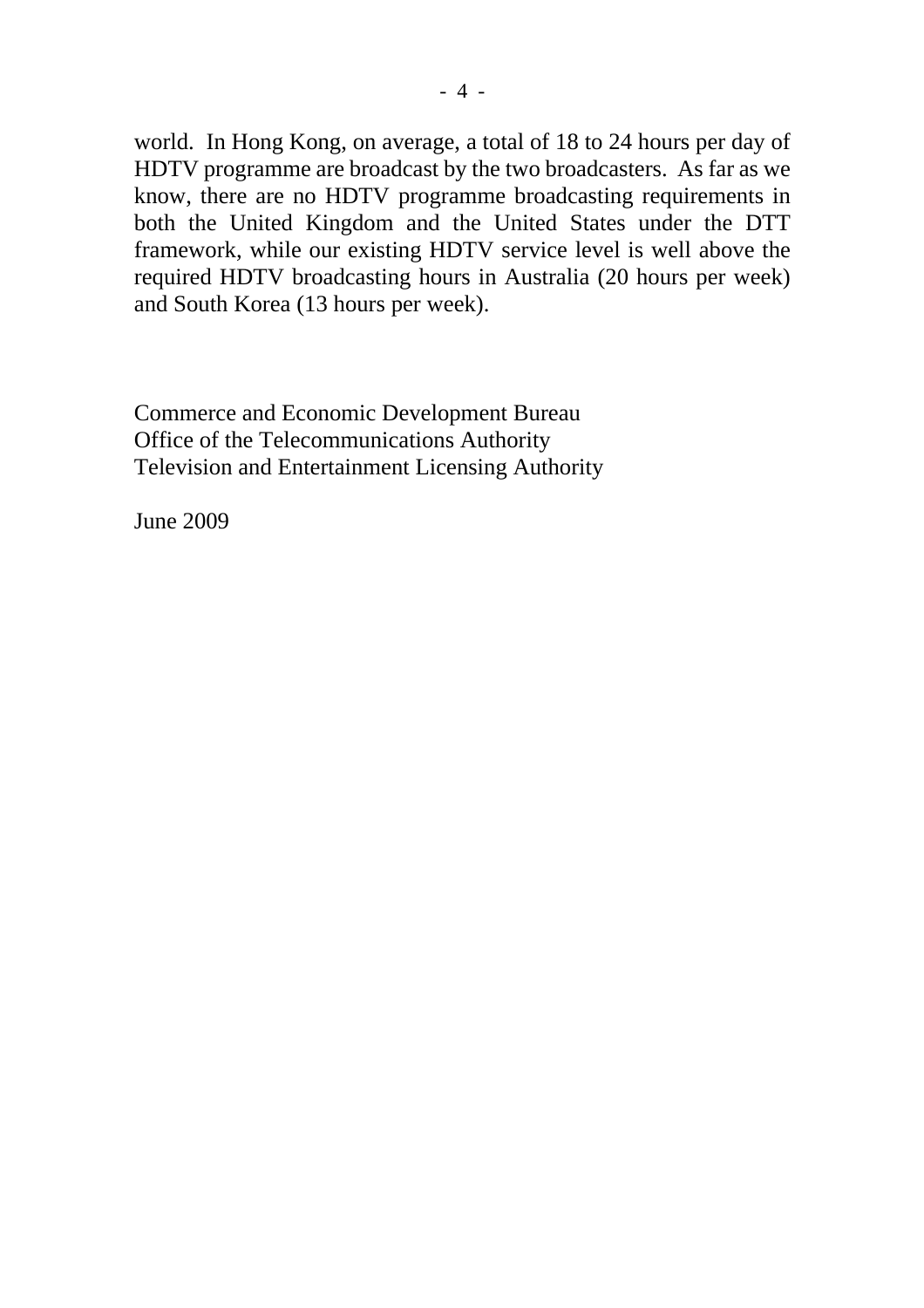world. In Hong Kong, on average, a total of 18 to 24 hours per day of HDTV programme are broadcast by the two broadcasters. As far as we know, there are no HDTV programme broadcasting requirements in both the United Kingdom and the United States under the DTT framework, while our existing HDTV service level is well above the required HDTV broadcasting hours in Australia (20 hours per week) and South Korea (13 hours per week).

Commerce and Economic Development Bureau
Office of the Telecommunications Authority
Television and Entertainment Licensing Authority

June 2009